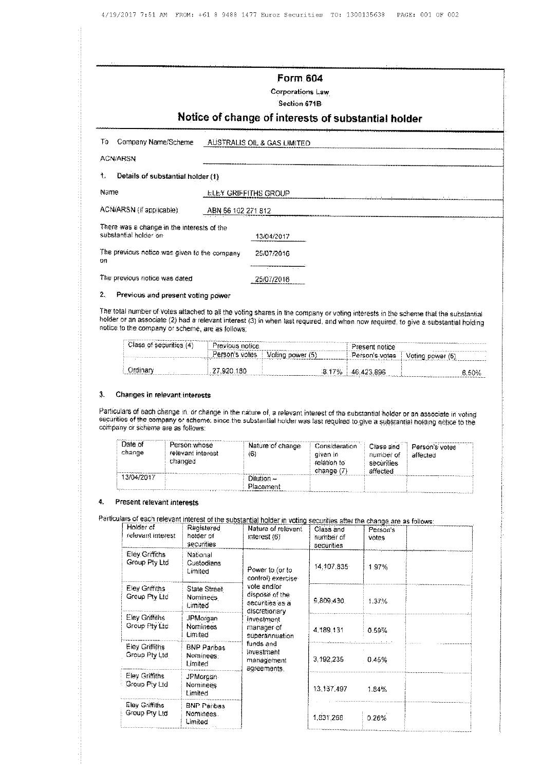# Form 604

Corporations Law

Section 671B

## Notice of change of interests of substantial holder

To Company Name/Scheme AUSTRALIS OIL & GAS LIMITED

ACN/ARSN

### 1. Details of substantial holder (1)

Name ELEY GRIFFITHS GROUP

ACN/ARSN (if applicable) ABN 56 102 271 812

There was a change in the interests of the substantial holder on 13/04/2017

The previous notice was given to the company on 25/07/2016

The previous notice was dated 25/07/2016

### 2. Previous and present voting power

The total number of votes attached to all the voting shares in the company or voting interests in the scheme that the substantial holder or an associate (2) had a relevant interest (3) in when last required, and when now required, to give a substantial holding notice to the company or scheme, are as follows:

| Class of securities (4) | Previous notice | | Present notice | |
|---|---|---|---|---|
| | Person's votes | Voting power (5) | Person's votes | Voting power (5) |
| Ordinary | 27,920,180 | 8.17% | 46,423,896 | 6.50% |

### 3. Changes in relevant interests

Particulars of each change in, or change in the nature of, a relevant interest of the substantial holder or an associate in voting securities of the company or scheme, since the substantial holder was last required to give a substantial holding notice to the company or scheme are as follows:

| Date of change | Person whose relevant interest changed | Nature of change (6) | Consideration given in relation to change (7) | Class and number of securities affected | Person's votes affected |
|---|---|---|---|---|---|
| 13/04/2017 | | Dilution – Placement | | | |

### 4. Present relevant interests

Particulars of each relevant interest of the substantial holder in voting securities after the change are as follows:

| Holder of relevant interest | Registered holder of securities | Nature of relevant interest (6) | Class and number of securities | Person's votes | |
|---|---|---|---|---|---|
| Eley Griffiths Group Pty Ltd | National Custodians Limited | Power to (or to control) exercise vote and/or dispose of the securities as a discretionary investment manager of superannuation funds and investment management agreements. | 14,107,835 | 1.97% | |
| Eley Griffiths Group Pty Ltd | State Street Nominees Limited | | 9,809,430 | 1.37% | |
| Eley Griffiths Group Pty Ltd | JPMorgan Nominees Limited | | 4,189,131 | 0.59% | |
| Eley Griffiths Group Pty Ltd | BNP Paribas Nominees Limited | | 3,192,235 | 0.45% | |
| Eley Griffiths Group Pty Ltd | JPMorgan Nominees Limited | | 13,137,497 | 1.84% | |
| Eley Griffiths Group Pty Ltd | BNP Paribas Nominees Limited | | 1,831,268 | 0.26% | |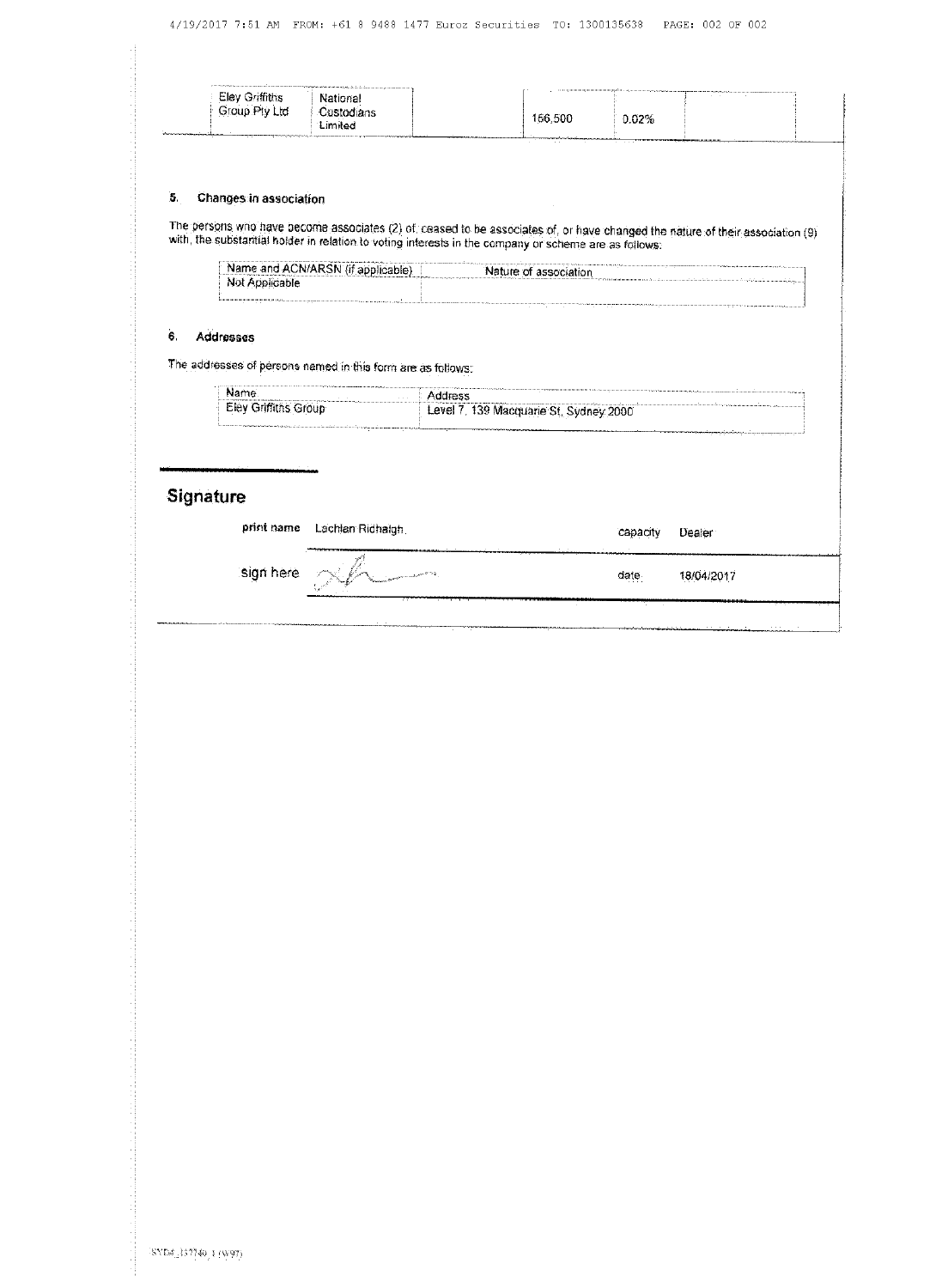| | | | | | |
|---|---|---|---|---|---|
| Eley Griffiths Group Pty Ltd | National Custodians Limited | | 156,500 | 0.02% | |

## 5. Changes in association

The persons who have become associates (2) of, ceased to be associates of, or have changed the nature of their association (9) with, the substantial holder in relation to voting interests in the company or scheme are as follows:

| Name and ACN/ARSN (if applicable) | Nature of association |
|---|---|
| Not Applicable | |

## 6. Addresses

The addresses of persons named in this form are as follows:

| Name | Address |
|---|---|
| Eley Griffiths Group | Level 7, 139 Macquarie St, Sydney 2000 |

## Signature

print name Lachlan Ridhalgh capacity Dealer

sign here date 18/04/2017